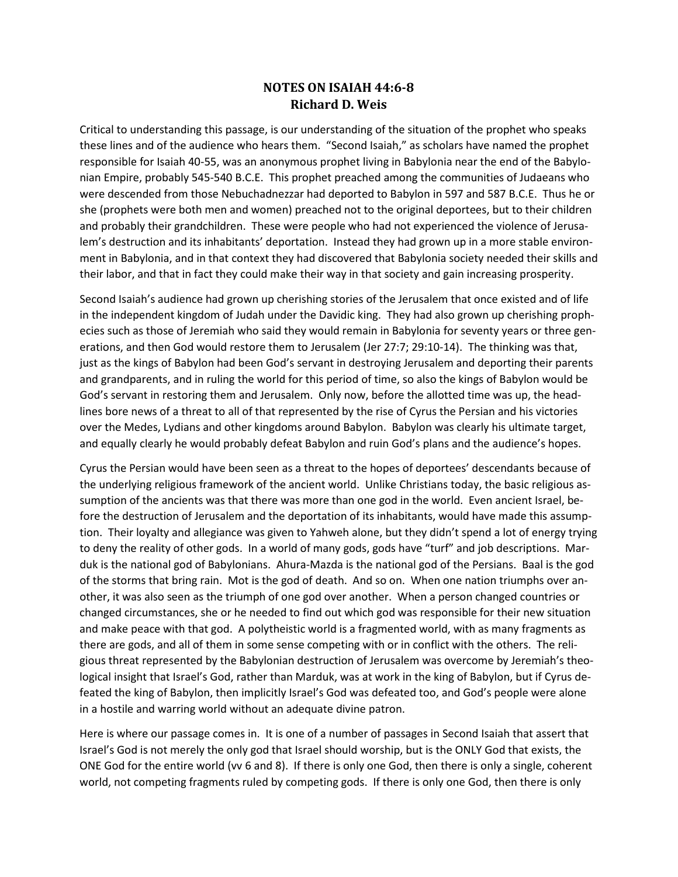# NOTES ON ISAIAH 44:6-8
## Richard D. Weis

Critical to understanding this passage, is our understanding of the situation of the prophet who speaks these lines and of the audience who hears them. "Second Isaiah," as scholars have named the prophet responsible for Isaiah 40-55, was an anonymous prophet living in Babylonia near the end of the Babylonian Empire, probably 545-540 B.C.E. This prophet preached among the communities of Judaeans who were descended from those Nebuchadnezzar had deported to Babylon in 597 and 587 B.C.E. Thus he or she (prophets were both men and women) preached not to the original deportees, but to their children and probably their grandchildren. These were people who had not experienced the violence of Jerusalem's destruction and its inhabitants' deportation. Instead they had grown up in a more stable environment in Babylonia, and in that context they had discovered that Babylonia society needed their skills and their labor, and that in fact they could make their way in that society and gain increasing prosperity.

Second Isaiah's audience had grown up cherishing stories of the Jerusalem that once existed and of life in the independent kingdom of Judah under the Davidic king. They had also grown up cherishing prophecies such as those of Jeremiah who said they would remain in Babylonia for seventy years or three generations, and then God would restore them to Jerusalem (Jer 27:7; 29:10-14). The thinking was that, just as the kings of Babylon had been God's servant in destroying Jerusalem and deporting their parents and grandparents, and in ruling the world for this period of time, so also the kings of Babylon would be God's servant in restoring them and Jerusalem. Only now, before the allotted time was up, the headlines bore news of a threat to all of that represented by the rise of Cyrus the Persian and his victories over the Medes, Lydians and other kingdoms around Babylon. Babylon was clearly his ultimate target, and equally clearly he would probably defeat Babylon and ruin God's plans and the audience's hopes.

Cyrus the Persian would have been seen as a threat to the hopes of deportees' descendants because of the underlying religious framework of the ancient world. Unlike Christians today, the basic religious assumption of the ancients was that there was more than one god in the world. Even ancient Israel, before the destruction of Jerusalem and the deportation of its inhabitants, would have made this assumption. Their loyalty and allegiance was given to Yahweh alone, but they didn't spend a lot of energy trying to deny the reality of other gods. In a world of many gods, gods have "turf" and job descriptions. Marduk is the national god of Babylonians. Ahura-Mazda is the national god of the Persians. Baal is the god of the storms that bring rain. Mot is the god of death. And so on. When one nation triumphs over another, it was also seen as the triumph of one god over another. When a person changed countries or changed circumstances, she or he needed to find out which god was responsible for their new situation and make peace with that god. A polytheistic world is a fragmented world, with as many fragments as there are gods, and all of them in some sense competing with or in conflict with the others. The religious threat represented by the Babylonian destruction of Jerusalem was overcome by Jeremiah's theological insight that Israel's God, rather than Marduk, was at work in the king of Babylon, but if Cyrus defeated the king of Babylon, then implicitly Israel's God was defeated too, and God's people were alone in a hostile and warring world without an adequate divine patron.

Here is where our passage comes in. It is one of a number of passages in Second Isaiah that assert that Israel's God is not merely the only god that Israel should worship, but is the ONLY God that exists, the ONE God for the entire world (vv 6 and 8). If there is only one God, then there is only a single, coherent world, not competing fragments ruled by competing gods. If there is only one God, then there is only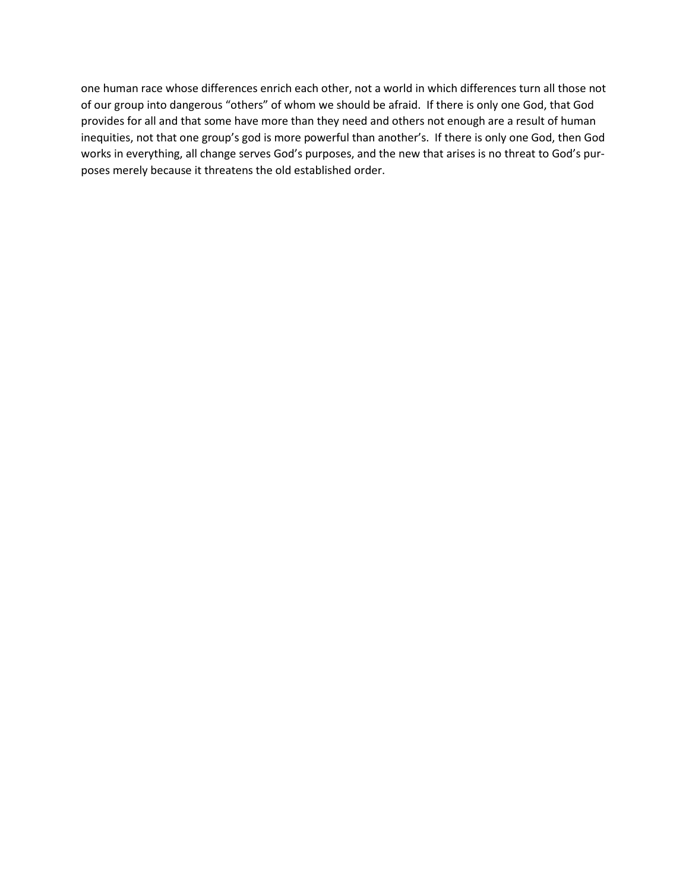one human race whose differences enrich each other, not a world in which differences turn all those not of our group into dangerous "others" of whom we should be afraid. If there is only one God, that God provides for all and that some have more than they need and others not enough are a result of human inequities, not that one group's god is more powerful than another's. If there is only one God, then God works in everything, all change serves God's purposes, and the new that arises is no threat to God's purposes merely because it threatens the old established order.